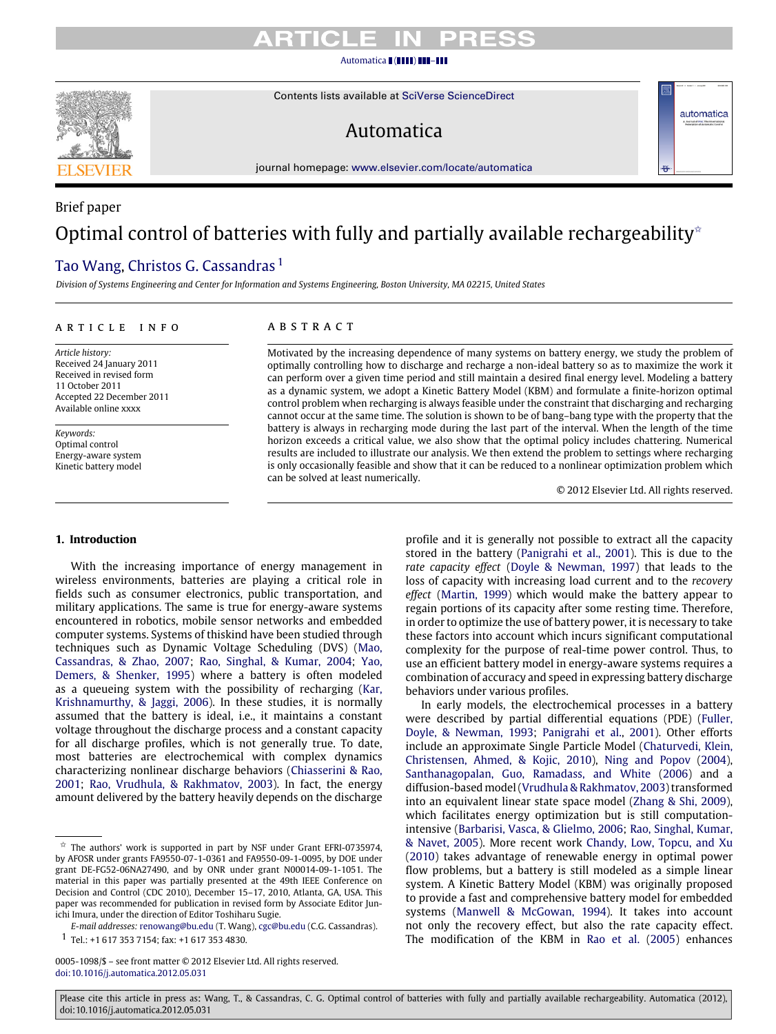Brief paper

# Optimal control of batteries with fully and partially available rechargeability[☆]

Tao Wang, Christos G. Cassandras[1]

*Division of Systems Engineering and Center for Information and Systems Engineering, Boston University, MA 02215, United States*

## ARTICLE INFO

*Article history:*
Received 24 January 2011
Received in revised form
11 October 2011
Accepted 22 December 2011
Available online xxxx

*Keywords:*
Optimal control
Energy-aware system
Kinetic battery model

## ABSTRACT

Motivated by the increasing dependence of many systems on battery energy, we study the problem of optimally controlling how to discharge and recharge a non-ideal battery so as to maximize the work it can perform over a given time period and still maintain a desired final energy level. Modeling a battery as a dynamic system, we adopt a Kinetic Battery Model (KBM) and formulate a finite-horizon optimal control problem when recharging is always feasible under the constraint that discharging and recharging cannot occur at the same time. The solution is shown to be of bang–bang type with the property that the battery is always in recharging mode during the last part of the interval. When the length of the time horizon exceeds a critical value, we also show that the optimal policy includes chattering. Numerical results are included to illustrate our analysis. We then extend the problem to settings where recharging is only occasionally feasible and show that it can be reduced to a nonlinear optimization problem which can be solved at least numerically.

© 2012 Elsevier Ltd. All rights reserved.

## 1. Introduction

With the increasing importance of energy management in wireless environments, batteries are playing a critical role in fields such as consumer electronics, public transportation, and military applications. The same is true for energy-aware systems encountered in robotics, mobile sensor networks and embedded computer systems. Systems of thiskind have been studied through techniques such as Dynamic Voltage Scheduling (DVS) (Mao, Cassandras, & Zhao, 2007; Rao, Singhal, & Kumar, 2004; Yao, Demers, & Shenker, 1995) where a battery is often modeled as a queueing system with the possibility of recharging (Kar, Krishnamurthy, & Jaggi, 2006). In these studies, it is normally assumed that the battery is ideal, i.e., it maintains a constant voltage throughout the discharge process and a constant capacity for all discharge profiles, which is not generally true. To date, most batteries are electrochemical with complex dynamics characterizing nonlinear discharge behaviors (Chiasserini & Rao, 2001; Rao, Vrudhula, & Rakhmatov, 2003). In fact, the energy amount delivered by the battery heavily depends on the discharge profile and it is generally not possible to extract all the capacity stored in the battery (Panigrahi et al., 2001). This is due to the *rate capacity effect* (Doyle & Newman, 1997) that leads to the loss of capacity with increasing load current and to the *recovery effect* (Martin, 1999) which would make the battery appear to regain portions of its capacity after some resting time. Therefore, in order to optimize the use of battery power, it is necessary to take these factors into account which incurs significant computational complexity for the purpose of real-time power control. Thus, to use an efficient battery model in energy-aware systems requires a combination of accuracy and speed in expressing battery discharge behaviors under various profiles.

In early models, the electrochemical processes in a battery were described by partial differential equations (PDE) (Fuller, Doyle, & Newman, 1993; Panigrahi et al., 2001). Other efforts include an approximate Single Particle Model (Chaturvedi, Klein, Christensen, Ahmed, & Kojic, 2010), Ning and Popov (2004), Santhanagopalan, Guo, Ramadass, and White (2006) and a diffusion-based model (Vrudhula & Rakhmatov, 2003) transformed into an equivalent linear state space model (Zhang & Shi, 2009), which facilitates energy optimization but is still computation-intensive (Barbarisi, Vasca, & Glielmo, 2006; Rao, Singhal, Kumar, & Navet, 2005). More recent work Chandy, Low, Topcu, and Xu (2010) takes advantage of renewable energy in optimal power flow problems, but a battery is still modeled as a simple linear system. A Kinetic Battery Model (KBM) was originally proposed to provide a fast and comprehensive battery model for embedded systems (Manwell & McGowan, 1994). It takes into account not only the recovery effect, but also the rate capacity effect. The modification of the KBM in Rao et al. (2005) enhances

---

[☆] The authors' work is supported in part by NSF under Grant EFRI-0735974, by AFOSR under grants FA9550-07-1-0361 and FA9550-09-1-0095, by DOE under grant DE-FG52-06NA27490, and by ONR under grant N00014-09-1-1051. The material in this paper was partially presented at the 49th IEEE Conference on Decision and Control (CDC 2010), December 15–17, 2010, Atlanta, GA, USA. This paper was recommended for publication in revised form by Associate Editor Jun-ichi Imura, under the direction of Editor Toshiharu Sugie.

*E-mail addresses:* renowang@bu.edu (T. Wang), cgc@bu.edu (C.G. Cassandras).

[1] Tel.: +1 617 353 7154; fax: +1 617 353 4830.

0005-1098/$ – see front matter © 2012 Elsevier Ltd. All rights reserved.
doi:10.1016/j.automatica.2012.05.031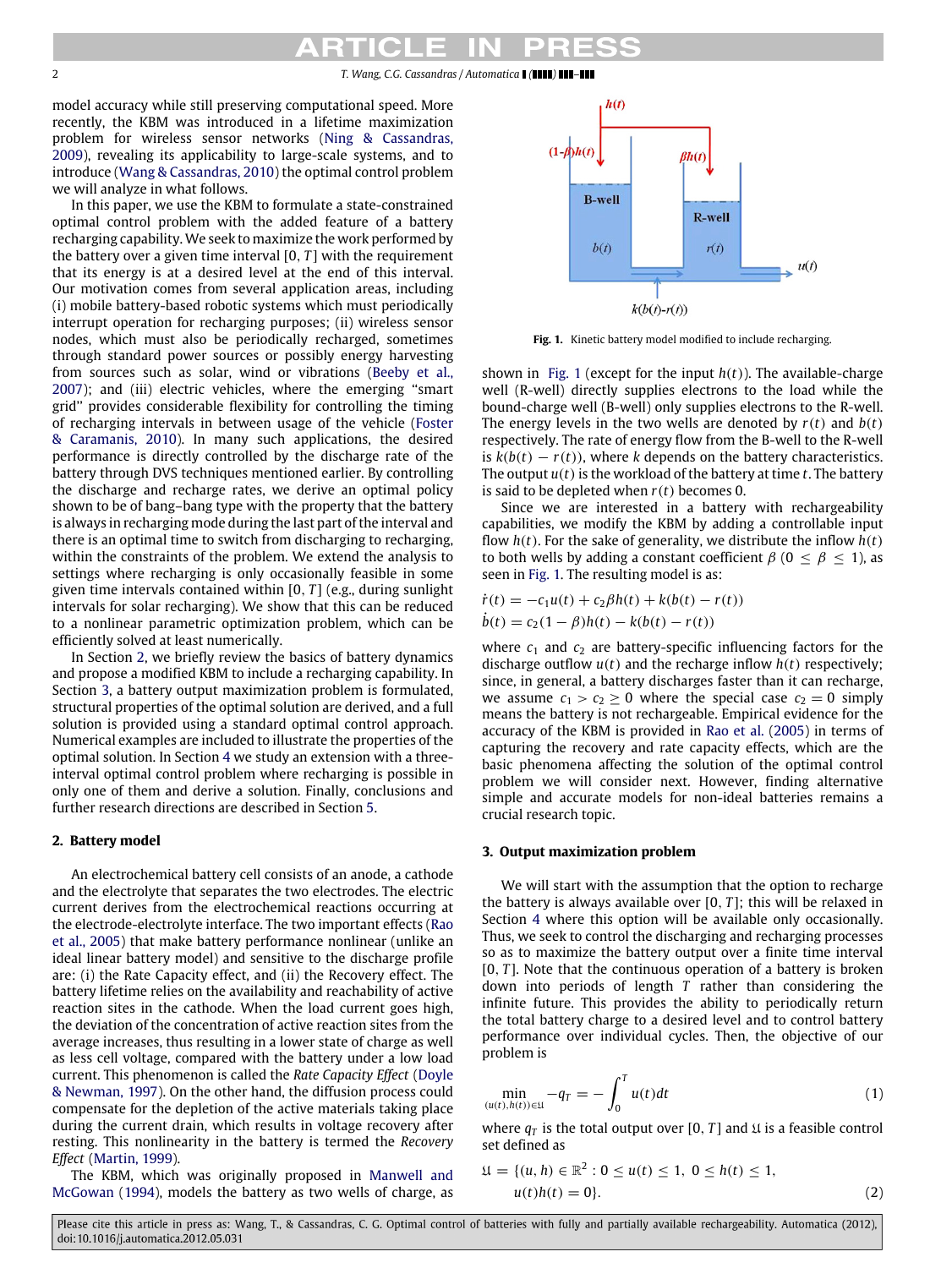model accuracy while still preserving computational speed. More recently, the KBM was introduced in a lifetime maximization problem for wireless sensor networks (Ning & Cassandras, 2009), revealing its applicability to large-scale systems, and to introduce (Wang & Cassandras, 2010) the optimal control problem we will analyze in what follows.

In this paper, we use the KBM to formulate a state-constrained optimal control problem with the added feature of a battery recharging capability. We seek to maximize the work performed by the battery over a given time interval $[0, T]$ with the requirement that its energy is at a desired level at the end of this interval. Our motivation comes from several application areas, including (i) mobile battery-based robotic systems which must periodically interrupt operation for recharging purposes; (ii) wireless sensor nodes, which must also be periodically recharged, sometimes through standard power sources or possibly energy harvesting from sources such as solar, wind or vibrations (Beeby et al., 2007); and (iii) electric vehicles, where the emerging "smart grid" provides considerable flexibility for controlling the timing of recharging intervals in between usage of the vehicle (Foster & Caramanis, 2010). In many such applications, the desired performance is directly controlled by the discharge rate of the battery through DVS techniques mentioned earlier. By controlling the discharge and recharge rates, we derive an optimal policy shown to be of bang–bang type with the property that the battery is always in recharging mode during the last part of the interval and there is an optimal time to switch from discharging to recharging, within the constraints of the problem. We extend the analysis to settings where recharging is only occasionally feasible in some given time intervals contained within $[0, T]$ (e.g., during sunlight intervals for solar recharging). We show that this can be reduced to a nonlinear parametric optimization problem, which can be efficiently solved at least numerically.

In Section 2, we briefly review the basics of battery dynamics and propose a modified KBM to include a recharging capability. In Section 3, a battery output maximization problem is formulated, structural properties of the optimal solution are derived, and a full solution is provided using a standard optimal control approach. Numerical examples are included to illustrate the properties of the optimal solution. In Section 4 we study an extension with a three-interval optimal control problem where recharging is possible in only one of them and derive a solution. Finally, conclusions and further research directions are described in Section 5.

## 2. Battery model

An electrochemical battery cell consists of an anode, a cathode and the electrolyte that separates the two electrodes. The electric current derives from the electrochemical reactions occurring at the electrode-electrolyte interface. The two important effects (Rao et al., 2005) that make battery performance nonlinear (unlike an ideal linear battery model) and sensitive to the discharge profile are: (i) the Rate Capacity effect, and (ii) the Recovery effect. The battery lifetime relies on the availability and reachability of active reaction sites in the cathode. When the load current goes high, the deviation of the concentration of active reaction sites from the average increases, thus resulting in a lower state of charge as well as less cell voltage, compared with the battery under a low load current. This phenomenon is called the *Rate Capacity Effect* (Doyle & Newman, 1997). On the other hand, the diffusion process could compensate for the depletion of the active materials taking place during the current drain, which results in voltage recovery after resting. This nonlinearity in the battery is termed the *Recovery Effect* (Martin, 1999).

The KBM, which was originally proposed in Manwell and McGowan (1994), models the battery as two wells of charge, as shown in Fig. 1 (except for the input $h(t)$). The available-charge well (R-well) directly supplies electrons to the load while the bound-charge well (B-well) only supplies electrons to the R-well. The energy levels in the two wells are denoted by $r(t)$ and $b(t)$ respectively. The rate of energy flow from the B-well to the R-well is $k(b(t) - r(t))$, where $k$ depends on the battery characteristics. The output $u(t)$ is the workload of the battery at time $t$. The battery is said to be depleted when $r(t)$ becomes 0.

**Fig. 1.** Kinetic battery model modified to include recharging.

Since we are interested in a battery with rechargeability capabilities, we modify the KBM by adding a controllable input flow $h(t)$. For the sake of generality, we distribute the inflow $h(t)$ to both wells by adding a constant coefficient $\beta$ ($0 \le \beta \le 1$), as seen in Fig. 1. The resulting model is:

$$\dot{r}(t) = -c_1 u(t) + c_2 \beta h(t) + k(b(t) - r(t))$$
$$\dot{b}(t) = c_2(1 - \beta)h(t) - k(b(t) - r(t))$$

where $c_1$ and $c_2$ are battery-specific influencing factors for the discharge outflow $u(t)$ and the recharge inflow $h(t)$ respectively; since, in general, a battery discharges faster than it can recharge, we assume $c_1 > c_2 \ge 0$ where the special case $c_2 = 0$ simply means the battery is not rechargeable. Empirical evidence for the accuracy of the KBM is provided in Rao et al. (2005) in terms of capturing the recovery and rate capacity effects, which are the basic phenomena affecting the solution of the optimal control problem we will consider next. However, finding alternative simple and accurate models for non-ideal batteries remains a crucial research topic.

## 3. Output maximization problem

We will start with the assumption that the option to recharge the battery is always available over $[0, T]$; this will be relaxed in Section 4 where this option will be available only occasionally. Thus, we seek to control the discharging and recharging processes so as to maximize the battery output over a finite time interval $[0, T]$. Note that the continuous operation of a battery is broken down into periods of length $T$ rather than considering the infinite future. This provides the ability to periodically return the total battery charge to a desired level and to control battery performance over individual cycles. Then, the objective of our problem is

$$\min_{(u(t),h(t))\in\mathfrak{U}} -q_T = -\int_0^T u(t)dt \tag{1}$$

where $q_T$ is the total output over $[0, T]$ and $\mathfrak{U}$ is a feasible control set defined as

$$\mathfrak{U} = \{(u, h) \in \mathbb{R}^2 : 0 \le u(t) \le 1,\ 0 \le h(t) \le 1,\ u(t)h(t) = 0\}. \tag{2}$$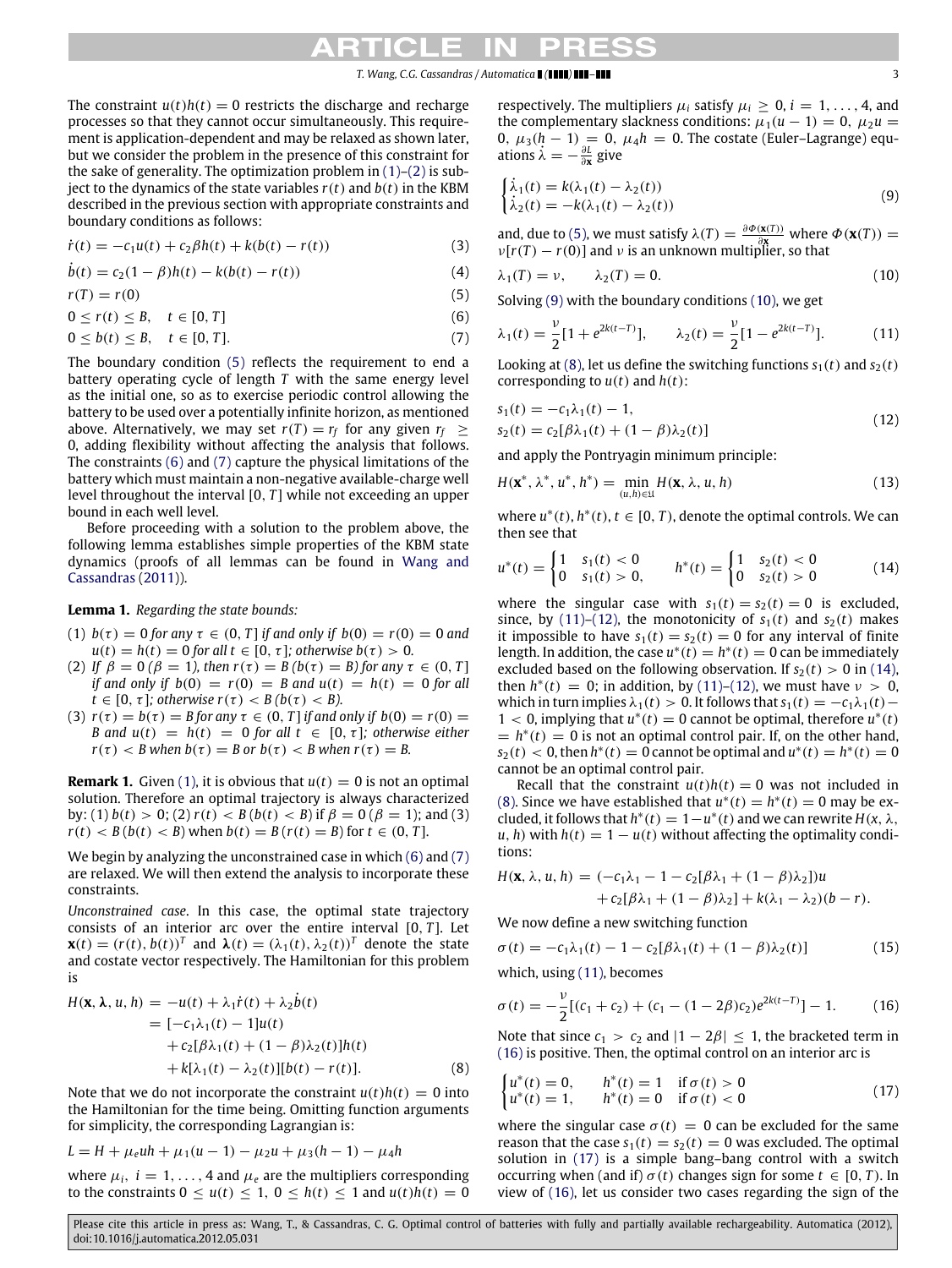The constraint $u(t)h(t) = 0$ restricts the discharge and recharge processes so that they cannot occur simultaneously. This requirement is application-dependent and may be relaxed as shown later, but we consider the problem in the presence of this constraint for the sake of generality. The optimization problem in (1)–(2) is subject to the dynamics of the state variables $r(t)$ and $b(t)$ in the KBM described in the previous section with appropriate constraints and boundary conditions as follows:

$$\dot{r}(t) = -c_1 u(t) + c_2 \beta h(t) + k(b(t) - r(t)) \tag{3}$$

$$\dot{b}(t) = c_2(1-\beta)h(t) - k(b(t) - r(t)) \tag{4}$$

$$r(T) = r(0) \tag{5}$$

$$0 \le r(t) \le B, \quad t \in [0, T] \tag{6}$$

$$0 \le b(t) \le B, \quad t \in [0, T]. \tag{7}$$

The boundary condition (5) reflects the requirement to end a battery operating cycle of length $T$ with the same energy level as the initial one, so as to exercise periodic control allowing the battery to be used over a potentially infinite horizon, as mentioned above. Alternatively, we may set $r(T) = r_f$ for any given $r_f \ge 0$, adding flexibility without affecting the analysis that follows. The constraints (6) and (7) capture the physical limitations of the battery which must maintain a non-negative available-charge well level throughout the interval $[0, T]$ while not exceeding an upper bound in each well level.

Before proceeding with a solution to the problem above, the following lemma establishes simple properties of the KBM state dynamics (proofs of all lemmas can be found in Wang and Cassandras (2011)).

**Lemma 1.** *Regarding the state bounds:*

(1) *$b(\tau) = 0$ for any $\tau \in (0, T]$ if and only if $b(0) = r(0) = 0$ and $u(t) = h(t) = 0$ for all $t \in [0, \tau]$; otherwise $b(\tau) > 0$.*
(2) *If $\beta = 0$ ($\beta = 1$), then $r(\tau) = B$ ($b(\tau) = B$) for any $\tau \in (0, T]$ if and only if $b(0) = r(0) = B$ and $u(t) = h(t) = 0$ for all $t \in [0, \tau]$; otherwise $r(\tau) < B$ ($b(\tau) < B$).*
(3) *$r(\tau) = b(\tau) = B$ for any $\tau \in (0, T]$ if and only if $b(0) = r(0) = B$ and $u(t) = h(t) = 0$ for all $t \in [0, \tau]$; otherwise either $r(\tau) < B$ when $b(\tau) = B$ or $b(\tau) < B$ when $r(\tau) = B$.*

**Remark 1.** Given (1), it is obvious that $u(t) = 0$ is not an optimal solution. Therefore an optimal trajectory is always characterized by: (1) $b(t) > 0$; (2) $r(t) < B$ ($b(t) < B$) if $\beta = 0$ ($\beta = 1$); and (3) $r(t) < B$ ($b(t) < B$) when $b(t) = B$ ($r(t) = B$) for $t \in (0, T]$.

We begin by analyzing the unconstrained case in which (6) and (7) are relaxed. We will then extend the analysis to incorporate these constraints.

*Unconstrained case*. In this case, the optimal state trajectory consists of an interior arc over the entire interval $[0, T]$. Let $\mathbf{x}(t) = (r(t), b(t))^T$ and $\boldsymbol{\lambda}(t) = (\lambda_1(t), \lambda_2(t))^T$ denote the state and costate vector respectively. The Hamiltonian for this problem is

$$\begin{aligned} H(\mathbf{x}, \boldsymbol{\lambda}, u, h) &= -u(t) + \lambda_1 \dot{r}(t) + \lambda_2 \dot{b}(t) \\ &= [-c_1\lambda_1(t) - 1]u(t) \\ &\quad + c_2[\beta\lambda_1(t) + (1-\beta)\lambda_2(t)]h(t) \\ &\quad + k[\lambda_1(t) - \lambda_2(t)][b(t) - r(t)]. \end{aligned} \tag{8}$$

Note that we do not incorporate the constraint $u(t)h(t) = 0$ into the Hamiltonian for the time being. Omitting function arguments for simplicity, the corresponding Lagrangian is:

$$L = H + \mu_e uh + \mu_1(u-1) - \mu_2 u + \mu_3(h-1) - \mu_4 h$$

where $\mu_i$, $i = 1, \ldots, 4$ and $\mu_e$ are the multipliers corresponding to the constraints $0 \le u(t) \le 1$, $0 \le h(t) \le 1$ and $u(t)h(t) = 0$ respectively. The multipliers $\mu_i$ satisfy $\mu_i \ge 0$, $i = 1, \ldots, 4$, and the complementary slackness conditions: $\mu_1(u-1) = 0$, $\mu_2 u = 0$, $\mu_3(h-1) = 0$, $\mu_4 h = 0$. The costate (Euler–Lagrange) equations $\dot{\lambda} = -\frac{\partial L}{\partial \mathbf{x}}$ give

$$\begin{cases} \dot{\lambda}_1(t) = k(\lambda_1(t) - \lambda_2(t)) \\ \dot{\lambda}_2(t) = -k(\lambda_1(t) - \lambda_2(t)) \end{cases} \tag{9}$$

and, due to (5), we must satisfy $\lambda(T) = \frac{\partial \Phi(\mathbf{x}(T))}{\partial \mathbf{x}}$ where $\Phi(\mathbf{x}(T)) = \nu[r(T) - r(0)]$ and $\nu$ is an unknown multiplier, so that

$$\lambda_1(T) = \nu, \qquad \lambda_2(T) = 0. \tag{10}$$

Solving (9) with the boundary conditions (10), we get

$$\lambda_1(t) = \frac{\nu}{2}[1 + e^{2k(t-T)}], \qquad \lambda_2(t) = \frac{\nu}{2}[1 - e^{2k(t-T)}]. \tag{11}$$

Looking at (8), let us define the switching functions $s_1(t)$ and $s_2(t)$ corresponding to $u(t)$ and $h(t)$:

$$\begin{aligned} s_1(t) &= -c_1\lambda_1(t) - 1, \\ s_2(t) &= c_2[\beta\lambda_1(t) + (1-\beta)\lambda_2(t)] \end{aligned} \tag{12}$$

and apply the Pontryagin minimum principle:

$$H(\mathbf{x}^*, \lambda^*, u^*, h^*) = \min_{(u,h)\in\mathfrak{U}} H(\mathbf{x}, \lambda, u, h) \tag{13}$$

where $u^*(t), h^*(t)$, $t \in [0, T)$, denote the optimal controls. We can then see that

$$u^*(t) = \begin{cases} 1 & s_1(t) < 0 \\ 0 & s_1(t) > 0, \end{cases} \qquad h^*(t) = \begin{cases} 1 & s_2(t) < 0 \\ 0 & s_2(t) > 0 \end{cases} \tag{14}$$

where the singular case with $s_1(t) = s_2(t) = 0$ is excluded, since, by (11)–(12), the monotonicity of $s_1(t)$ and $s_2(t)$ makes it impossible to have $s_1(t) = s_2(t) = 0$ for any interval of finite length. In addition, the case $u^*(t) = h^*(t) = 0$ can be immediately excluded based on the following observation. If $s_2(t) > 0$ in (14), then $h^*(t) = 0$; in addition, by (11)–(12), we must have $\nu > 0$, which in turn implies $\lambda_1(t) > 0$. It follows that $s_1(t) = -c_1\lambda_1(t) - 1 < 0$, implying that $u^*(t) = 0$ cannot be optimal, therefore $u^*(t) = h^*(t) = 0$ is not an optimal control pair. If, on the other hand, $s_2(t) < 0$, then $h^*(t) = 0$ cannot be optimal and $u^*(t) = h^*(t) = 0$ cannot be an optimal control pair.

Recall that the constraint $u(t)h(t) = 0$ was not included in (8). Since we have established that $u^*(t) = h^*(t) = 0$ may be excluded, it follows that $h^*(t) = 1 - u^*(t)$ and we can rewrite $H(x, \lambda, u, h)$ with $h(t) = 1 - u(t)$ without affecting the optimality conditions:

$$\begin{aligned} H(\mathbf{x}, \lambda, u, h) = &(-c_1\lambda_1 - 1 - c_2[\beta\lambda_1 + (1-\beta)\lambda_2])u \\ &+ c_2[\beta\lambda_1 + (1-\beta)\lambda_2] + k(\lambda_1 - \lambda_2)(b - r). \end{aligned}$$

We now define a new switching function

$$\sigma(t) = -c_1\lambda_1(t) - 1 - c_2[\beta\lambda_1(t) + (1-\beta)\lambda_2(t)] \tag{15}$$

which, using (11), becomes

$$\sigma(t) = -\frac{\nu}{2}[(c_1 + c_2) + (c_1 - (1-2\beta)c_2)e^{2k(t-T)}] - 1. \tag{16}$$

Note that since $c_1 > c_2$ and $|1 - 2\beta| \le 1$, the bracketed term in (16) is positive. Then, the optimal control on an interior arc is

$$\begin{cases} u^*(t) = 0, & h^*(t) = 1 \quad \text{if } \sigma(t) > 0 \\ u^*(t) = 1, & h^*(t) = 0 \quad \text{if } \sigma(t) < 0 \end{cases} \tag{17}$$

where the singular case $\sigma(t) = 0$ can be excluded for the same reason that the case $s_1(t) = s_2(t) = 0$ was excluded. The optimal solution in (17) is a simple bang–bang control with a switch occurring when (and if) $\sigma(t)$ changes sign for some $t \in [0, T)$. In view of (16), let us consider two cases regarding the sign of the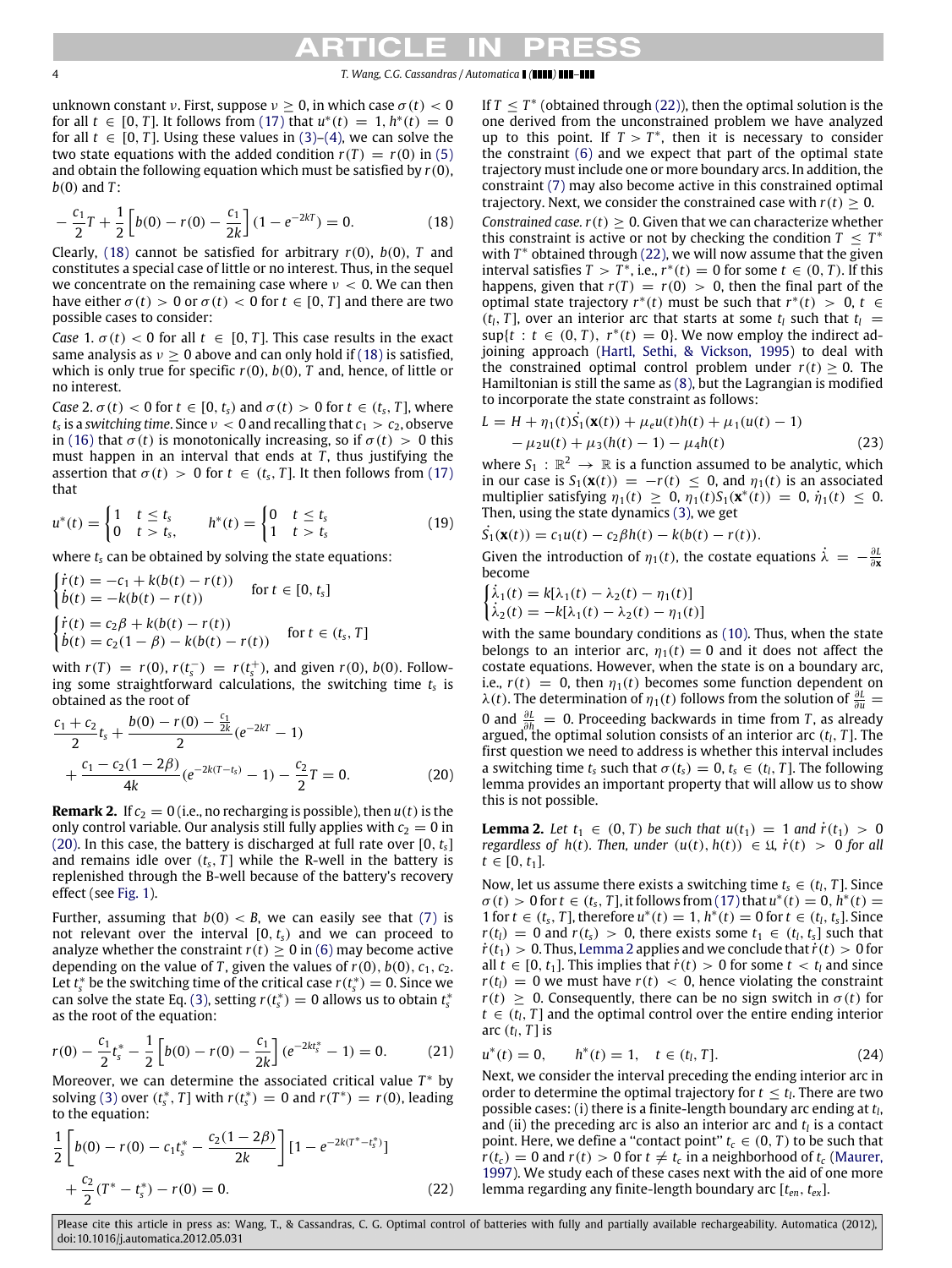unknown constant $\nu$. First, suppose $\nu \geq 0$, in which case $\sigma(t) < 0$ for all $t \in [0, T]$. It follows from (17) that $u^*(t) = 1$, $h^*(t) = 0$ for all $t \in [0, T]$. Using these values in (3)–(4), we can solve the two state equations with the added condition $r(T) = r(0)$ in (5) and obtain the following equation which must be satisfied by $r(0)$, $b(0)$ and $T$:

$$-\frac{c_1}{2}T + \frac{1}{2}\left[b(0) - r(0) - \frac{c_1}{2k}\right](1 - e^{-2kT}) = 0. \tag{18}$$

Clearly, (18) cannot be satisfied for arbitrary $r(0)$, $b(0)$, $T$ and constitutes a special case of little or no interest. Thus, in the sequel we concentrate on the remaining case where $\nu < 0$. We can then have either $\sigma(t) > 0$ or $\sigma(t) < 0$ for $t \in [0, T]$ and there are two possible cases to consider:

*Case* 1. $\sigma(t) < 0$ for all $t \in [0, T]$. This case results in the exact same analysis as $\nu \geq 0$ above and can only hold if (18) is satisfied, which is only true for specific $r(0)$, $b(0)$, $T$ and, hence, of little or no interest.

*Case* 2. $\sigma(t) < 0$ for $t \in [0, t_s)$ and $\sigma(t) > 0$ for $t \in (t_s, T]$, where $t_s$ is a *switching time*. Since $\nu < 0$ and recalling that $c_1 > c_2$, observe in (16) that $\sigma(t)$ is monotonically increasing, so if $\sigma(t) > 0$ this must happen in an interval that ends at $T$, thus justifying the assertion that $\sigma(t) > 0$ for $t \in (t_s, T]$. It then follows from (17) that

$$u^*(t) = \begin{cases} 1 & t \leq t_s \\ 0 & t > t_s, \end{cases} \qquad h^*(t) = \begin{cases} 0 & t \leq t_s \\ 1 & t > t_s \end{cases} \tag{19}$$

where $t_s$ can be obtained by solving the state equations:

$$\begin{cases} \dot{r}(t) = -c_1 + k(b(t) - r(t)) \\ \dot{b}(t) = -k(b(t) - r(t)) \end{cases} \quad \text{for } t \in [0, t_s]$$

$$\begin{cases} \dot{r}(t) = c_2\beta + k(b(t) - r(t)) \\ \dot{b}(t) = c_2(1-\beta) - k(b(t) - r(t)) \end{cases} \quad \text{for } t \in (t_s, T]$$

with $r(T) = r(0)$, $r(t_s^-) = r(t_s^+)$, and given $r(0)$, $b(0)$. Following some straightforward calculations, the switching time $t_s$ is obtained as the root of

$$\frac{c_1 + c_2}{2}t_s + \frac{b(0) - r(0) - \frac{c_1}{2k}}{2}(e^{-2kT} - 1) + \frac{c_1 - c_2(1 - 2\beta)}{4k}(e^{-2k(T - t_s)} - 1) - \frac{c_2}{2}T = 0. \tag{20}$$

**Remark 2.** If $c_2 = 0$ (i.e., no recharging is possible), then $u(t)$ is the only control variable. Our analysis still fully applies with $c_2 = 0$ in (20). In this case, the battery is discharged at full rate over $[0, t_s]$ and remains idle over $(t_s, T]$ while the R-well in the battery is replenished through the B-well because of the battery's recovery effect (see Fig. 1).

Further, assuming that $b(0) < B$, we can easily see that (7) is not relevant over the interval $[0, t_s)$ and we can proceed to analyze whether the constraint $r(t) \geq 0$ in (6) may become active depending on the value of $T$, given the values of $r(0)$, $b(0)$, $c_1$, $c_2$. Let $t_s^*$ be the switching time of the critical case $r(t_s^*) = 0$. Since we can solve the state Eq. (3), setting $r(t_s^*) = 0$ allows us to obtain $t_s^*$ as the root of the equation:

$$r(0) - \frac{c_1}{2}t_s^* - \frac{1}{2}\left[b(0) - r(0) - \frac{c_1}{2k}\right](e^{-2kt_s^*} - 1) = 0. \tag{21}$$

Moreover, we can determine the associated critical value $T^*$ by solving (3) over $(t_s^*, T]$ with $r(t_s^*) = 0$ and $r(T^*) = r(0)$, leading to the equation:

$$\frac{1}{2}\left[b(0) - r(0) - c_1t_s^* - \frac{c_2(1 - 2\beta)}{2k}\right][1 - e^{-2k(T^* - t_s^*)}] + \frac{c_2}{2}(T^* - t_s^*) - r(0) = 0. \tag{22}$$

If $T \leq T^*$ (obtained through (22)), then the optimal solution is the one derived from the unconstrained problem we have analyzed up to this point. If $T > T^*$, then it is necessary to consider the constraint (6) and we expect that part of the optimal state trajectory must include one or more boundary arcs. In addition, the constraint (7) may also become active in this constrained optimal trajectory. Next, we consider the constrained case with $r(t) \geq 0$.

*Constrained case.* $r(t) \geq 0$. Given that we can characterize whether this constraint is active or not by checking the condition $T \leq T^*$ with $T^*$ obtained through (22), we will now assume that the given interval satisfies $T > T^*$, i.e., $r^*(t) = 0$ for some $t \in (0, T)$. If this happens, given that $r(T) = r(0) > 0$, then the final part of the optimal state trajectory $r^*(t)$ must be such that $r^*(t) > 0$, $t \in (t_l, T]$, over an interior arc that starts at some $t_l$ such that $t_l = \sup\{t : t \in (0, T),\ r^*(t) = 0\}$. We now employ the indirect adjoining approach (Hartl, Sethi, & Vickson, 1995) to deal with the constrained optimal control problem under $r(t) \geq 0$. The Hamiltonian is still the same as (8), but the Lagrangian is modified to incorporate the state constraint as follows:

$$L = H + \eta_1(t)\dot{S_1}(\mathbf{x}(t)) + \mu_e u(t)h(t) + \mu_1(u(t) - 1) - \mu_2 u(t) + \mu_3(h(t) - 1) - \mu_4 h(t) \tag{23}$$

where $S_1 : \mathbb{R}^2 \to \mathbb{R}$ is a function assumed to be analytic, which in our case is $S_1(\mathbf{x}(t)) = -r(t) \leq 0$, and $\eta_1(t)$ is an associated multiplier satisfying $\eta_1(t) \geq 0$, $\eta_1(t)S_1(\mathbf{x}^*(t)) = 0$, $\dot{\eta}_1(t) \leq 0$. Then, using the state dynamics (3), we get

$$\dot{S_1}(\mathbf{x}(t)) = c_1u(t) - c_2\beta h(t) - k(b(t) - r(t)).$$

Given the introduction of $\eta_1(t)$, the costate equations $\dot{\lambda} = -\frac{\partial L}{\partial \mathbf{x}}$ become

$$\begin{cases} \dot{\lambda}_1(t) = k[\lambda_1(t) - \lambda_2(t) - \eta_1(t)] \\ \dot{\lambda}_2(t) = -k[\lambda_1(t) - \lambda_2(t) - \eta_1(t)] \end{cases}$$

with the same boundary conditions as (10). Thus, when the state belongs to an interior arc, $\eta_1(t) = 0$ and it does not affect the costate equations. However, when the state is on a boundary arc, i.e., $r(t) = 0$, then $\eta_1(t)$ becomes some function dependent on $\lambda(t)$. The determination of $\eta_1(t)$ follows from the solution of $\frac{\partial L}{\partial u} = 0$ and $\frac{\partial L}{\partial h} = 0$. Proceeding backwards in time from $T$, as already argued, the optimal solution consists of an interior arc $(t_l, T]$. The first question we need to address is whether this interval includes a switching time $t_s$ such that $\sigma(t_s) = 0$, $t_s \in (t_l, T]$. The following lemma provides an important property that will allow us to show this is not possible.

**Lemma 2.** *Let $t_1 \in (0, T)$ be such that $u(t_1) = 1$ and $\dot{r}(t_1) > 0$ regardless of $h(t)$. Then, under $(u(t), h(t)) \in \mathfrak{U}$, $\dot{r}(t) > 0$ for all $t \in [0, t_1]$.*

Now, let us assume there exists a switching time $t_s \in (t_l, T]$. Since $\sigma(t) > 0$ for $t \in (t_s, T]$, it follows from (17) that $u^*(t) = 0$, $h^*(t) = 1$ for $t \in (t_s, T]$, therefore $u^*(t) = 1$, $h^*(t) = 0$ for $t \in (t_l, t_s]$. Since $r(t_l) = 0$ and $r(t_s) > 0$, there exists some $t_1 \in (t_l, t_s]$ such that $\dot{r}(t_1) > 0$. Thus, Lemma 2 applies and we conclude that $\dot{r}(t) > 0$ for all $t \in [0, t_1]$. This implies that $\dot{r}(t) > 0$ for some $t < t_l$ and since $r(t_l) = 0$ we must have $r(t) < 0$, hence violating the constraint $r(t) \geq 0$. Consequently, there can be no sign switch in $\sigma(t)$ for $t \in (t_l, T]$ and the optimal control over the entire ending interior arc $(t_l, T]$ is

$$u^*(t) = 0, \qquad h^*(t) = 1, \quad t \in (t_l, T]. \tag{24}$$

Next, we consider the interval preceding the ending interior arc in order to determine the optimal trajectory for $t \leq t_l$. There are two possible cases: (i) there is a finite-length boundary arc ending at $t_l$, and (ii) the preceding arc is also an interior arc and $t_l$ is a contact point. Here, we define a "contact point" $t_c \in (0, T)$ to be such that $r(t_c) = 0$ and $r(t) > 0$ for $t \neq t_c$ in a neighborhood of $t_c$ (Maurer, 1997). We study each of these cases next with the aid of one more lemma regarding any finite-length boundary arc $[t_{en}, t_{ex}]$.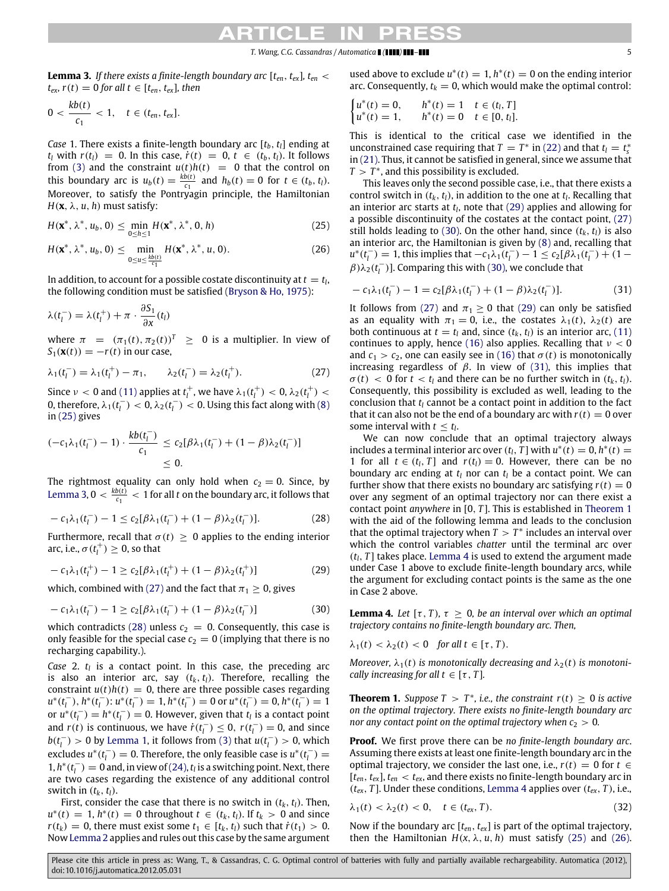**Lemma 3.** *If there exists a finite-length boundary arc* $[t_{en}, t_{ex}]$, $t_{en} < t_{ex}$, $r(t) = 0$ *for all* $t \in [t_{en}, t_{ex}]$, *then*

$$0 < \frac{kb(t)}{c_1} < 1, \quad t \in (t_{en}, t_{ex}].$$

*Case* 1. There exists a finite-length boundary arc $[t_b, t_l]$ ending at $t_l$ with $r(t_l) = 0$. In this case, $\dot{r}(t) = 0$, $t \in (t_b, t_l)$. It follows from (3) and the constraint $u(t)h(t) = 0$ that the control on this boundary arc is $u_b(t) = \frac{kb(t)}{c_1}$ and $h_b(t) = 0$ for $t \in (t_b, t_l)$. Moreover, to satisfy the Pontryagin principle, the Hamiltonian $H(\mathbf{x}, \lambda, u, h)$ must satisfy:

$$H(\mathbf{x}^*, \lambda^*, u_b, 0) \leq \min_{0 \leq h \leq 1} H(\mathbf{x}^*, \lambda^*, 0, h) \tag{25}$$

$$H(\mathbf{x}^*, \lambda^*, u_b, 0) \leq \min_{0 \leq u \leq \frac{kb(t)}{c_1}} H(\mathbf{x}^*, \lambda^*, u, 0). \tag{26}$$

In addition, to account for a possible costate discontinuity at $t = t_l$, the following condition must be satisfied (Bryson & Ho, 1975):

$$\lambda(t_l^-) = \lambda(t_l^+) + \pi \cdot \frac{\partial S_1}{\partial x}(t_l)$$

where $\pi = (\pi_1(t), \pi_2(t))^T \geq 0$ is a multiplier. In view of $S_1(\mathbf{x}(t)) = -r(t)$ in our case,

$$\lambda_1(t_l^-) = \lambda_1(t_l^+) - \pi_1, \qquad \lambda_2(t_l^-) = \lambda_2(t_l^+). \tag{27}$$

Since $\nu < 0$ and (11) applies at $t_l^+$, we have $\lambda_1(t_l^+) < 0$, $\lambda_2(t_l^+) < 0$, therefore, $\lambda_1(t_l^-) < 0$, $\lambda_2(t_l^-) < 0$. Using this fact along with (8) in (25) gives

$$\begin{aligned}(-c_1\lambda_1(t_l^-) - 1) \cdot \frac{kb(t_l^-)}{c_1} &\leq c_2[\beta\lambda_1(t_l^-) + (1-\beta)\lambda_2(t_l^-)] \\ &\leq 0.\end{aligned}$$

The rightmost equality can only hold when $c_2 = 0$. Since, by Lemma 3, $0 < \frac{kb(t)}{c_1} < 1$ for all $t$ on the boundary arc, it follows that

$$-c_1\lambda_1(t_l^-) - 1 \leq c_2[\beta\lambda_1(t_l^-) + (1-\beta)\lambda_2(t_l^-)]. \tag{28}$$

Furthermore, recall that $\sigma(t) \geq 0$ applies to the ending interior arc, i.e., $\sigma(t_l^+) \geq 0$, so that

$$-c_1\lambda_1(t_l^+) - 1 \geq c_2[\beta\lambda_1(t_l^+) + (1-\beta)\lambda_2(t_l^+)] \tag{29}$$

which, combined with (27) and the fact that $\pi_1 \geq 0$, gives

$$-c_1\lambda_1(t_l^-) - 1 \geq c_2[\beta\lambda_1(t_l^-) + (1-\beta)\lambda_2(t_l^-)] \tag{30}$$

which contradicts (28) unless $c_2 = 0$. Consequently, this case is only feasible for the special case $c_2 = 0$ (implying that there is no recharging capability.).

*Case* 2. $t_l$ is a contact point. In this case, the preceding arc is also an interior arc, say $(t_k, t_l)$. Therefore, recalling the constraint $u(t)h(t) = 0$, there are three possible cases regarding $u^*(t_l^-)$, $h^*(t_l^-)$: $u^*(t_l^-) = 1, h^*(t_l^-) = 0$ or $u^*(t_l^-) = 0, h^*(t_l^-) = 1$ or $u^*(t_l^-) = h^*(t_l^-) = 0$. However, given that $t_l$ is a contact point and $r(t)$ is continuous, we have $\dot{r}(t_l^-) \leq 0$, $r(t_l^-) = 0$, and since $b(t_l^-) > 0$ by Lemma 1, it follows from (3) that $u(t_l^-) > 0$, which excludes $u^*(t_l^-) = 0$. Therefore, the only feasible case is $u^*(t_l^-) = 1, h^*(t_l^-) = 0$ and, in view of (24), $t_l$ is a switching point. Next, there are two cases regarding the existence of any additional control switch in $(t_k, t_l)$.

First, consider the case that there is no switch in $(t_k, t_l)$. Then, $u^*(t) = 1$, $h^*(t) = 0$ throughout $t \in (t_k, t_l)$. If $t_k > 0$ and since $r(t_k) = 0$, there must exist some $t_1 \in [t_k, t_l)$ such that $\dot{r}(t_1) > 0$. Now Lemma 2 applies and rules out this case by the same argument used above to exclude $u^*(t) = 1, h^*(t) = 0$ on the ending interior arc. Consequently, $t_k = 0$, which would make the optimal control:

$$\begin{cases} u^*(t) = 0, & h^*(t) = 1 \quad t \in (t_l, T] \\ u^*(t) = 1, & h^*(t) = 0 \quad t \in [0, t_l]. \end{cases}$$

This is identical to the critical case we identified in the unconstrained case requiring that $T = T^*$ in (22) and that $t_l = t_s^*$ in (21). Thus, it cannot be satisfied in general, since we assume that $T > T^*$, and this possibility is excluded.

This leaves only the second possible case, i.e., that there exists a control switch in $(t_k, t_l)$, in addition to the one at $t_l$. Recalling that an interior arc starts at $t_l$, note that (29) applies and allowing for a possible discontinuity of the costates at the contact point, (27) still holds leading to (30). On the other hand, since $(t_k, t_l)$ is also an interior arc, the Hamiltonian is given by (8) and, recalling that $u^*(t_l^-) = 1$, this implies that $-c_1\lambda_1(t_l^-) - 1 \leq c_2[\beta\lambda_1(t_l^-) + (1-\beta)\lambda_2(t_l^-)]$. Comparing this with (30), we conclude that

$$-c_1\lambda_1(t_l^-) - 1 = c_2[\beta\lambda_1(t_l^-) + (1-\beta)\lambda_2(t_l^-)]. \tag{31}$$

It follows from (27) and $\pi_1 \geq 0$ that (29) can only be satisfied as an equality with $\pi_1 = 0$, i.e., the costates $\lambda_1(t)$, $\lambda_2(t)$ are both continuous at $t = t_l$ and, since $(t_k, t_l)$ is an interior arc, (11) continues to apply, hence (16) also applies. Recalling that $\nu < 0$ and $c_1 > c_2$, one can easily see in (16) that $\sigma(t)$ is monotonically increasing regardless of $\beta$. In view of (31), this implies that $\sigma(t) < 0$ for $t < t_l$ and there can be no further switch in $(t_k, t_l)$. Consequently, this possibility is excluded as well, leading to the conclusion that $t_l$ cannot be a contact point in addition to the fact that it can also not be the end of a boundary arc with $r(t) = 0$ over some interval with $t \leq t_l$.

We can now conclude that an optimal trajectory always includes a terminal interior arc over $(t_l, T]$ with $u^*(t) = 0, h^*(t) = 1$ for all $t \in (t_l, T]$ and $r(t_l) = 0$. However, there can be no boundary arc ending at $t_l$ nor can $t_l$ be a contact point. We can further show that there exists no boundary arc satisfying $r(t) = 0$ over any segment of an optimal trajectory nor can there exist a contact point *anywhere* in $[0, T]$. This is established in Theorem 1 with the aid of the following lemma and leads to the conclusion that the optimal trajectory when $T > T^*$ includes an interval over which the control variables *chatter* until the terminal arc over $(t_l, T]$ takes place. Lemma 4 is used to extend the argument made under Case 1 above to exclude finite-length boundary arcs, while the argument for excluding contact points is the same as the one in Case 2 above.

**Lemma 4.** *Let* $[\tau, T)$, $\tau \geq 0$, *be an interval over which an optimal trajectory contains no finite-length boundary arc. Then,*

$$\lambda_1(t) < \lambda_2(t) < 0 \quad \textit{for all } t \in [\tau, T).$$

*Moreover,* $\lambda_1(t)$ *is monotonically decreasing and* $\lambda_2(t)$ *is monotonically increasing for all* $t \in [\tau, T]$.

**Theorem 1.** *Suppose* $T > T^*$, *i.e., the constraint* $r(t) \geq 0$ *is active on the optimal trajectory. There exists no finite-length boundary arc nor any contact point on the optimal trajectory when* $c_2 > 0$.

**Proof.** We first prove there can be *no finite-length boundary arc*. Assuming there exists at least one finite-length boundary arc in the optimal trajectory, we consider the last one, i.e., $r(t) = 0$ for $t \in [t_{en}, t_{ex}]$, $t_{en} < t_{ex}$, and there exists no finite-length boundary arc in $(t_{ex}, T]$. Under these conditions, Lemma 4 applies over $(t_{ex}, T)$, i.e.,

$$\lambda_1(t) < \lambda_2(t) < 0, \quad t \in (t_{ex}, T). \tag{32}$$

Now if the boundary arc $[t_{en}, t_{ex}]$ is part of the optimal trajectory, then the Hamiltonian $H(x, \lambda, u, h)$ must satisfy (25) and (26).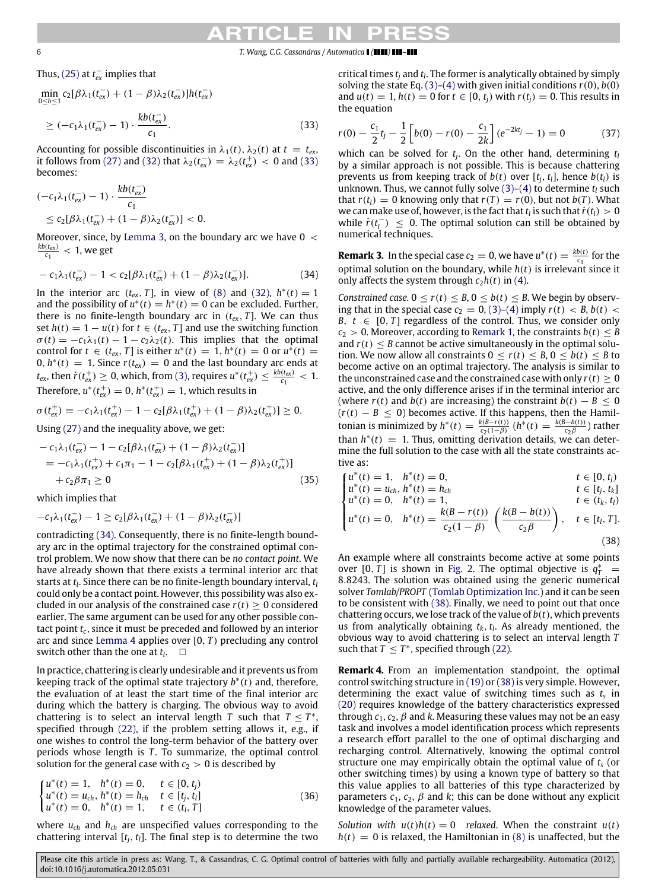Thus, (25) at $t_{ex}^-$ implies that

$$\min_{0\le h\le 1} c_2[\beta\lambda_1(t_{ex}^-) + (1-\beta)\lambda_2(t_{ex}^-)]h(t_{ex}^-)$$
$$\ge (-c_1\lambda_1(t_{ex}^-) - 1)\cdot \frac{kb(t_{ex}^-)}{c_1}. \tag{33}$$

Accounting for possible discontinuities in $\lambda_1(t), \lambda_2(t)$ at $t = t_{ex}$, it follows from (27) and (32) that $\lambda_2(t_{ex}^-) = \lambda_2(t_{ex}^+) < 0$ and (33) becomes:

$$(-c_1\lambda_1(t_{ex}^-) - 1)\cdot \frac{kb(t_{ex}^-)}{c_1}$$
$$\le c_2[\beta\lambda_1(t_{ex}^-) + (1-\beta)\lambda_2(t_{ex}^-)] < 0.$$

Moreover, since, by Lemma 3, on the boundary arc we have $0 < \frac{kb(t_{ex})}{c_1} < 1$, we get

$$-c_1\lambda_1(t_{ex}^-) - 1 < c_2[\beta\lambda_1(t_{ex}^-) + (1-\beta)\lambda_2(t_{ex}^-)]. \tag{34}$$

In the interior arc $(t_{ex}, T]$, in view of (8) and (32), $h^*(t) = 1$ and the possibility of $u^*(t) = h^*(t) = 0$ can be excluded. Further, there is no finite-length boundary arc in $(t_{ex}, T]$. We can thus set $h(t) = 1 - u(t)$ for $t \in (t_{ex}, T]$ and use the switching function $\sigma(t) = -c_1\lambda_1(t) - 1 - c_2\lambda_2(t)$. This implies that the optimal control for $t \in (t_{ex}, T]$ is either $u^*(t) = 1, h^*(t) = 0$ or $u^*(t) = 0, h^*(t) = 1$. Since $r(t_{ex}) = 0$ and the last boundary arc ends at $t_{ex}$, then $\dot{r}(t_{ex}^+) \ge 0$, which, from (3), requires $u^*(t_{ex}^+) \le \frac{kb(t_{ex})}{c_1} < 1$. Therefore, $u^*(t_{ex}^+) = 0, h^*(t_{ex}^+) = 1$, which results in

$$\sigma(t_{ex}^+) = -c_1\lambda_1(t_{ex}^+) - 1 - c_2[\beta\lambda_1(t_{ex}^+) + (1-\beta)\lambda_2(t_{ex}^+)] \ge 0.$$

Using (27) and the inequality above, we get:

$$-c_1\lambda_1(t_{ex}^-) - 1 - c_2[\beta\lambda_1(t_{ex}^-) + (1-\beta)\lambda_2(t_{ex}^-)]$$
$$= -c_1\lambda_1(t_{ex}^+) + c_1\pi_1 - 1 - c_2[\beta\lambda_1(t_{ex}^+) + (1-\beta)\lambda_2(t_{ex}^+)]$$
$$+ c_2\beta\pi_1 \ge 0 \tag{35}$$

which implies that

$$-c_1\lambda_1(t_{ex}^-) - 1 \ge c_2[\beta\lambda_1(t_{ex}^-) + (1-\beta)\lambda_2(t_{ex}^-)]$$

contradicting (34). Consequently, there is no finite-length boundary arc in the optimal trajectory for the constrained optimal control problem. We now show that there can be *no contact point*. We have already shown that there exists a terminal interior arc that starts at $t_l$. Since there can be no finite-length boundary interval, $t_l$ could only be a contact point. However, this possibility was also excluded in our analysis of the constrained case $r(t) \ge 0$ considered earlier. The same argument can be used for any other possible contact point $t_c$, since it must be preceded and followed by an interior arc and since Lemma 4 applies over $[0, T)$ precluding any control switch other than the one at $t_l$. □

In practice, chattering is clearly undesirable and it prevents us from keeping track of the optimal state trajectory $b^*(t)$ and, therefore, the evaluation of at least the start time of the final interior arc during which the battery is charging. The obvious way to avoid chattering is to select an interval length $T$ such that $T \le T^*$, specified through (22), if the problem setting allows it, e.g., if one wishes to control the long-term behavior of the battery over periods whose length is $T$. To summarize, the optimal control solution for the general case with $c_2 > 0$ is described by

$$\begin{cases} u^*(t) = 1, \quad h^*(t) = 0, & t \in [0, t_j) \\ u^*(t) = u_{ch}, h^*(t) = h_{ch} & t \in [t_j, t_l] \\ u^*(t) = 0, \quad h^*(t) = 1, & t \in (t_l, T] \end{cases} \tag{36}$$

where $u_{ch}$ and $h_{ch}$ are unspecified values corresponding to the chattering interval $[t_j, t_l]$. The final step is to determine the two critical times $t_j$ and $t_l$. The former is analytically obtained by simply solving the state Eq. (3)–(4) with given initial conditions $r(0)$, $b(0)$ and $u(t) = 1, h(t) = 0$ for $t \in [0, t_j)$ with $r(t_j) = 0$. This results in the equation

$$r(0) - \frac{c_1}{2}t_j - \frac{1}{2}\left[b(0) - r(0) - \frac{c_1}{2k}\right](e^{-2kt_j} - 1) = 0 \tag{37}$$

which can be solved for $t_j$. On the other hand, determining $t_l$ by a similar approach is not possible. This is because chattering prevents us from keeping track of $b(t)$ over $[t_j, t_l]$, hence $b(t_l)$ is unknown. Thus, we cannot fully solve (3)–(4) to determine $t_l$ such that $r(t_l) = 0$ knowing only that $r(T) = r(0)$, but not $b(T)$. What we can make use of, however, is the fact that $t_l$ is such that $\dot{r}(t_l) > 0$ while $\dot{r}(t_l^-) \le 0$. The optimal solution can still be obtained by numerical techniques.

**Remark 3.** In the special case $c_2 = 0$, we have $u^*(t) = \frac{kb(t)}{c_1}$ for the optimal solution on the boundary, while $h(t)$ is irrelevant since it only affects the system through $c_2h(t)$ in (4).

*Constrained case.* $0 \le r(t) \le B, 0 \le b(t) \le B$. We begin by observing that in the special case $c_2 = 0$, (3)–(4) imply $r(t) < B, b(t) < B$, $t \in [0, T]$ regardless of the control. Thus, we consider only $c_2 > 0$. Moreover, according to Remark 1, the constraints $b(t) \le B$ and $r(t) \le B$ cannot be active simultaneously in the optimal solution. We now allow all constraints $0 \le r(t) \le B, 0 \le b(t) \le B$ to become active on an optimal trajectory. The analysis is similar to the unconstrained case and the constrained case with only $r(t) \ge 0$ active, and the only difference arises if in the terminal interior arc (where $r(t)$ and $b(t)$ are increasing) the constraint $b(t) - B \le 0$ ($r(t) - B \le 0$) becomes active. If this happens, then the Hamiltonian is minimized by $h^*(t) = \frac{k(B-r(t))}{c_2(1-\beta)}$ ($h^*(t) = \frac{k(B-b(t))}{c_2\beta}$) rather than $h^*(t) = 1$. Thus, omitting derivation details, we can determine the full solution to the case with all the state constraints active as:

$$\begin{cases} u^*(t) = 1, \quad h^*(t) = 0, & t \in [0, t_j) \\ u^*(t) = u_{ch}, h^*(t) = h_{ch} & t \in [t_j, t_k] \\ u^*(t) = 0, \quad h^*(t) = 1, & t \in (t_k, t_l) \\ u^*(t) = 0, \quad h^*(t) = \dfrac{k(B - r(t))}{c_2(1-\beta)} \left(\dfrac{k(B - b(t))}{c_2\beta}\right), & t \in [t_l, T]. \end{cases} \tag{38}$$

An example where all constraints become active at some points over $[0, T]$ is shown in Fig. 2. The optimal objective is $q_T^* = 8.8243$. The solution was obtained using the generic numerical solver *Tomlab/PROPT* (Tomlab Optimization Inc.) and it can be seen to be consistent with (38). Finally, we need to point out that once chattering occurs, we lose track of the value of $b(t)$, which prevents us from analytically obtaining $t_k, t_l$. As already mentioned, the obvious way to avoid chattering is to select an interval length $T$ such that $T \le T^*$, specified through (22).

**Remark 4.** From an implementation standpoint, the optimal control switching structure in (19) or (38) is very simple. However, determining the exact value of switching times such as $t_s$ in (20) requires knowledge of the battery characteristics expressed through $c_1, c_2, \beta$ and $k$. Measuring these values may not be an easy task and involves a model identification process which represents a research effort parallel to the one of optimal discharging and recharging control. Alternatively, knowing the optimal control structure one may empirically obtain the optimal value of $t_s$ (or other switching times) by using a known type of battery so that this value applies to all batteries of this type characterized by parameters $c_1$, $c_2$, $\beta$ and $k$; this can be done without any explicit knowledge of the parameter values.

*Solution with $u(t)h(t) = 0$ relaxed.* When the constraint $u(t)$ $h(t) = 0$ is relaxed, the Hamiltonian in (8) is unaffected, but the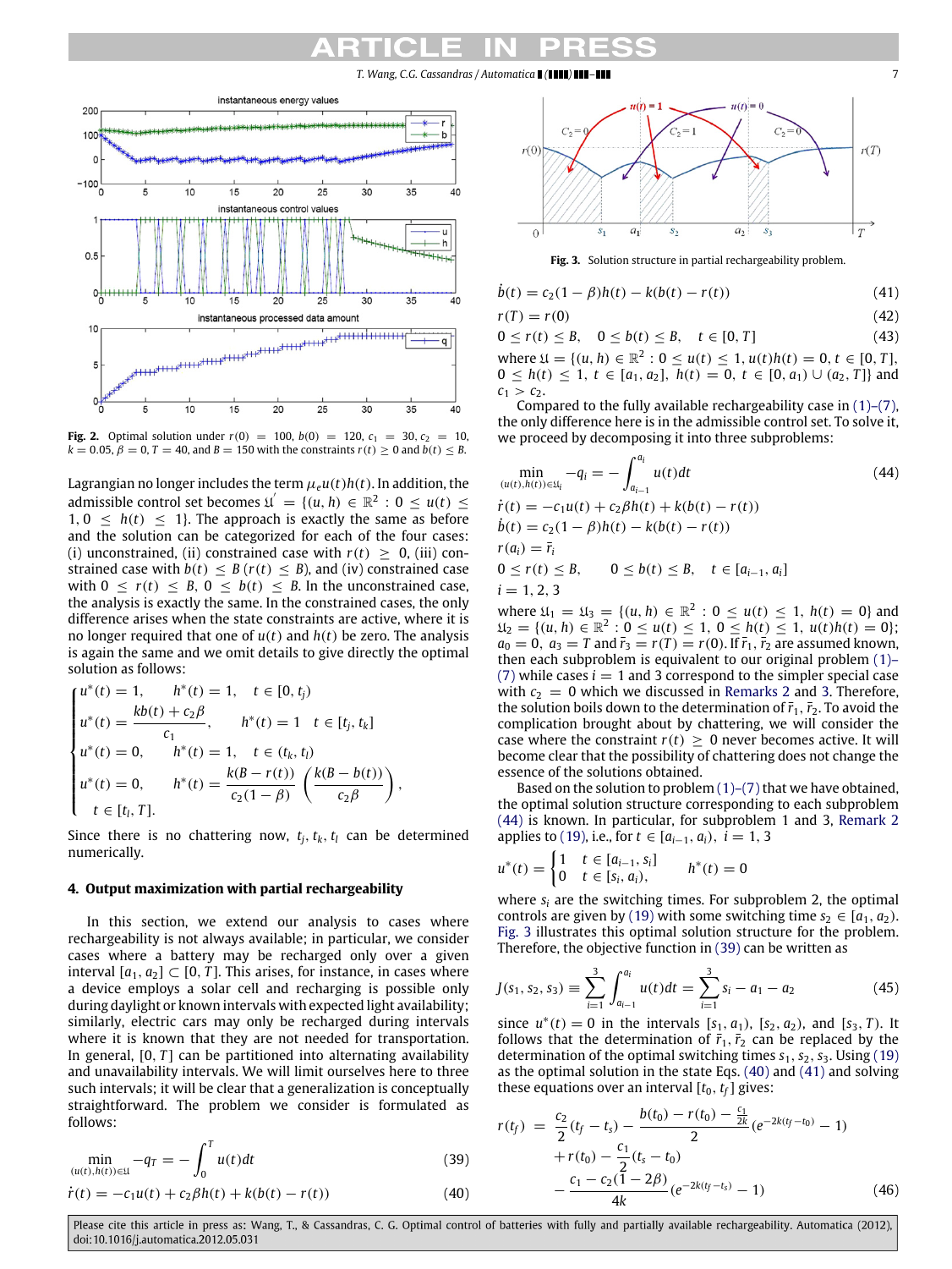Fig. 2. Optimal solution under $r(0) = 100$, $b(0) = 120$, $c_1 = 30$, $c_2 = 10$, $k = 0.05$, $\beta = 0$, $T = 40$, and $B = 150$ with the constraints $r(t) \geq 0$ and $b(t) \leq B$.

Lagrangian no longer includes the term $\mu_e u(t)h(t)$. In addition, the admissible control set becomes $\mathfrak{U}' = \{(u, h) \in \mathbb{R}^2 : 0 \leq u(t) \leq 1, 0 \leq h(t) \leq 1\}$. The approach is exactly the same as before and the solution can be categorized for each of the four cases: (i) unconstrained, (ii) constrained case with $r(t) \geq 0$, (iii) constrained case with $b(t) \leq B$ ($r(t) \leq B$), and (iv) constrained case with $0 \leq r(t) \leq B$, $0 \leq b(t) \leq B$. In the unconstrained case, the analysis is exactly the same. In the constrained cases, the only difference arises when the state constraints are active, where it is no longer required that one of $u(t)$ and $h(t)$ be zero. The analysis is again the same and we omit details to give directly the optimal solution as follows:

$$
\begin{cases}
u^*(t) = 1, \quad h^*(t) = 1, \quad t \in [0, t_j) \\
u^*(t) = \dfrac{kb(t) + c_2\beta}{c_1}, \quad h^*(t) = 1 \quad t \in [t_j, t_k] \\
u^*(t) = 0, \quad h^*(t) = 1, \quad t \in (t_k, t_l) \\
u^*(t) = 0, \quad h^*(t) = \dfrac{k(B - r(t))}{c_2(1-\beta)} \left( \dfrac{k(B - b(t))}{c_2\beta} \right), \\
\quad t \in [t_l, T].
\end{cases}
$$

Since there is no chattering now, $t_j, t_k, t_l$ can be determined numerically.

## 4. Output maximization with partial rechargeability

In this section, we extend our analysis to cases where rechargeability is not always available; in particular, we consider cases where a battery may be recharged only over a given interval $[a_1, a_2] \subset [0, T]$. This arises, for instance, in cases where a device employs a solar cell and recharging is possible only during daylight or known intervals with expected light availability; similarly, electric cars may only be recharged during intervals where it is known that they are not needed for transportation. In general, $[0, T]$ can be partitioned into alternating availability and unavailability intervals. We will limit ourselves here to three such intervals; it will be clear that a generalization is conceptually straightforward. The problem we consider is formulated as follows:

$$\min_{(u(t),h(t)) \in \mathfrak{U}} -q_T = -\int_0^T u(t)dt \tag{39}$$

$$\dot{r}(t) = -c_1 u(t) + c_2\beta h(t) + k(b(t) - r(t)) \tag{40}$$

$$\dot{b}(t) = c_2(1-\beta)h(t) - k(b(t) - r(t)) \tag{41}$$

$$r(T) = r(0) \tag{42}$$

$$0 \leq r(t) \leq B, \quad 0 \leq b(t) \leq B, \quad t \in [0, T] \tag{43}$$

where $\mathfrak{U} = \{(u, h) \in \mathbb{R}^2 : 0 \leq u(t) \leq 1, u(t)h(t) = 0, t \in [0, T],$ $0 \leq h(t) \leq 1,\ t \in [a_1, a_2],\ h(t) = 0,\ t \in [0, a_1) \cup (a_2, T]\}$ and $c_1 > c_2$.

Compared to the fully available rechargeability case in (1)–(7), the only difference here is in the admissible control set. To solve it, we proceed by decomposing it into three subproblems:

$$
\begin{aligned}
&\min_{(u(t),h(t)) \in \mathfrak{U}_i} -q_i = -\int_{a_{i-1}}^{a_i} u(t)dt \\
&\dot{r}(t) = -c_1 u(t) + c_2\beta h(t) + k(b(t) - r(t)) \\
&\dot{b}(t) = c_2(1-\beta)h(t) - k(b(t) - r(t)) \\
&r(a_i) = \bar{r}_i \\
&0 \leq r(t) \leq B, \quad 0 \leq b(t) \leq B, \quad t \in [a_{i-1}, a_i] \\
&i = 1, 2, 3
\end{aligned}
\tag{44}
$$

where $\mathfrak{U}_1 = \mathfrak{U}_3 = \{(u, h) \in \mathbb{R}^2 : 0 \leq u(t) \leq 1,\ h(t) = 0\}$ and $\mathfrak{U}_2 = \{(u, h) \in \mathbb{R}^2 : 0 \leq u(t) \leq 1,\ 0 \leq h(t) \leq 1,\ u(t)h(t) = 0\}$; $a_0 = 0$, $a_3 = T$ and $\bar{r}_3 = r(T) = r(0)$. If $\bar{r}_1, \bar{r}_2$ are assumed known, then each subproblem is equivalent to our original problem (1)–(7) while cases $i = 1$ and 3 correspond to the simpler special case with $c_2 = 0$ which we discussed in Remarks 2 and 3. Therefore, the solution boils down to the determination of $\bar{r}_1, \bar{r}_2$. To avoid the complication brought about by chattering, we will consider the case where the constraint $r(t) \geq 0$ never becomes active. It will become clear that the possibility of chattering does not change the essence of the solutions obtained.

Based on the solution to problem (1)–(7) that we have obtained, the optimal solution structure corresponding to each subproblem (44) is known. In particular, for subproblem 1 and 3, Remark 2 applies to (19), i.e., for $t \in [a_{i-1}, a_i)$, $i = 1, 3$

$$u^*(t) = \begin{cases} 1 & t \in [a_{i-1}, s_i] \\ 0 & t \in [s_i, a_i), \end{cases} \qquad h^*(t) = 0$$

where $s_i$ are the switching times. For subproblem 2, the optimal controls are given by (19) with some switching time $s_2 \in [a_1, a_2)$. Fig. 3 illustrates this optimal solution structure for the problem. Therefore, the objective function in (39) can be written as

Fig. 3. Solution structure in partial rechargeability problem.

$$J(s_1, s_2, s_3) \equiv \sum_{i=1}^{3} \int_{a_{i-1}}^{a_i} u(t)dt = \sum_{i=1}^{3} s_i - a_1 - a_2 \tag{45}$$

since $u^*(t) = 0$ in the intervals $[s_1, a_1)$, $[s_2, a_2)$, and $[s_3, T)$. It follows that the determination of $\bar{r}_1, \bar{r}_2$ can be replaced by the determination of the optimal switching times $s_1, s_2, s_3$. Using (19) as the optimal solution in the state Eqs. (40) and (41) and solving these equations over an interval $[t_0, t_f]$ gives:

$$
\begin{aligned}
r(t_f) = {} & \frac{c_2}{2}(t_f - t_s) - \frac{b(t_0) - r(t_0) - \frac{c_1}{2k}}{2}(e^{-2k(t_f - t_0)} - 1) \\
& + r(t_0) - \frac{c_1}{2}(t_s - t_0) \\
& - \frac{c_1 - c_2(1 - 2\beta)}{4k}(e^{-2k(t_f - t_s)} - 1)
\end{aligned}
\tag{46}
$$

Please cite this article in press as: Wang, T., & Cassandras, C. G. Optimal control of batteries with fully and partially available rechargeability. Automatica (2012), doi:10.1016/j.automatica.2012.05.031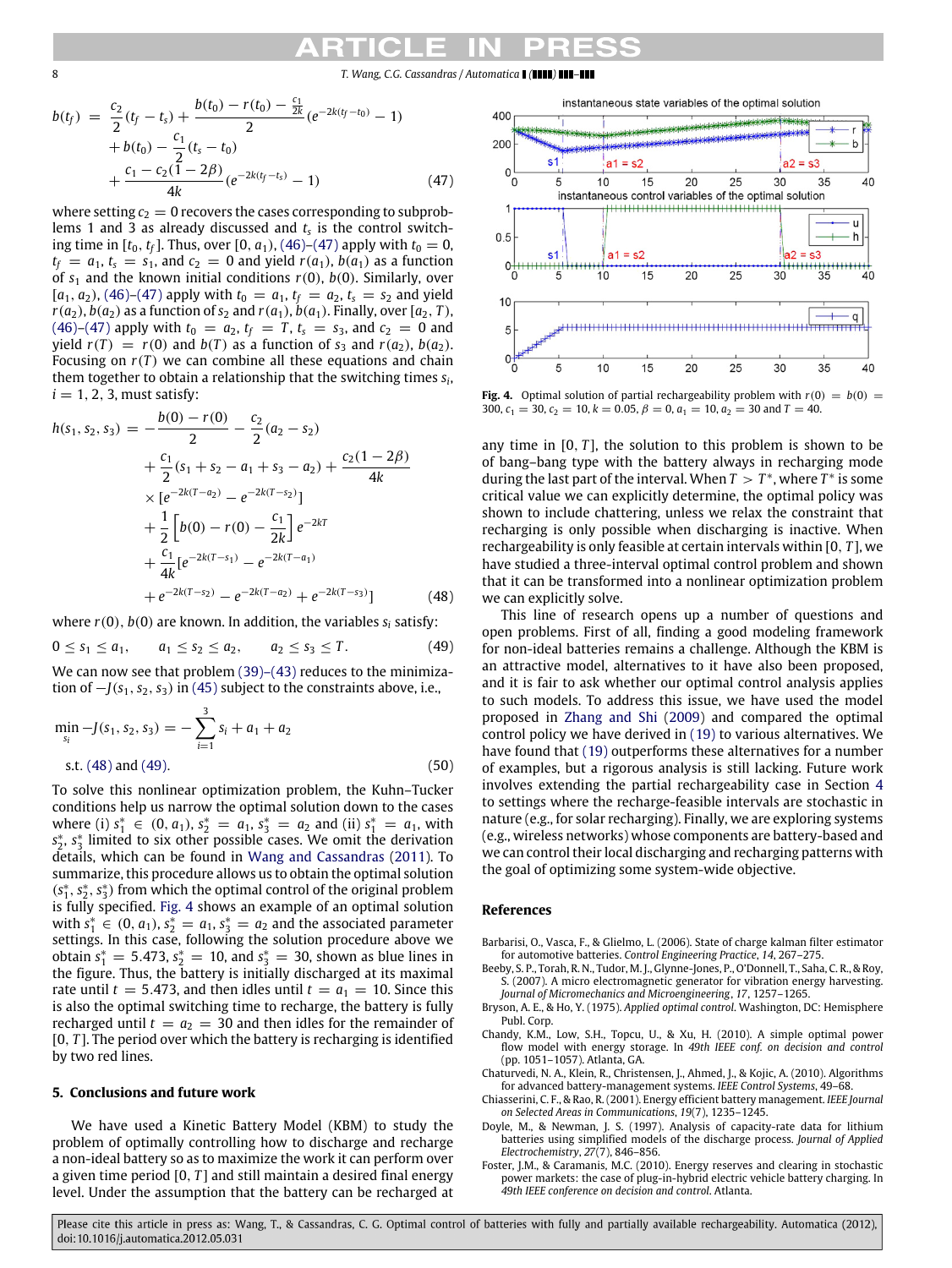$$
\begin{aligned}
b(t_f) = {} & \frac{c_2}{2}(t_f - t_s) + \frac{b(t_0) - r(t_0) - \frac{c_1}{2k}}{2}(e^{-2k(t_f - t_0)} - 1) \\
& + b(t_0) - \frac{c_1}{2}(t_s - t_0) \\
& + \frac{c_1 - c_2(1 - 2\beta)}{4k}(e^{-2k(t_f - t_s)} - 1)
\end{aligned} \tag{47}
$$

where setting $c_2 = 0$ recovers the cases corresponding to subproblems 1 and 3 as already discussed and $t_s$ is the control switching time in $[t_0, t_f]$. Thus, over $[0, a_1)$, (46)–(47) apply with $t_0 = 0$, $t_f = a_1$, $t_s = s_1$, and $c_2 = 0$ and yield $r(a_1)$, $b(a_1)$ as a function of $s_1$ and the known initial conditions $r(0)$, $b(0)$. Similarly, over $[a_1, a_2)$, (46)–(47) apply with $t_0 = a_1$, $t_f = a_2$, $t_s = s_2$ and yield $r(a_2)$, $b(a_2)$ as a function of $s_2$ and $r(a_1)$, $b(a_1)$. Finally, over $[a_2, T)$, (46)–(47) apply with $t_0 = a_2$, $t_f = T$, $t_s = s_3$, and $c_2 = 0$ and yield $r(T) = r(0)$ and $b(T)$ as a function of $s_3$ and $r(a_2)$, $b(a_2)$. Focusing on $r(T)$ we can combine all these equations and chain them together to obtain a relationship that the switching times $s_i$, $i = 1, 2, 3$, must satisfy:

$$
\begin{aligned}
h(s_1, s_2, s_3) = {} & -\frac{b(0) - r(0)}{2} - \frac{c_2}{2}(a_2 - s_2) \\
& + \frac{c_1}{2}(s_1 + s_2 - a_1 + s_3 - a_2) + \frac{c_2(1 - 2\beta)}{4k} \\
& \times [e^{-2k(T - a_2)} - e^{-2k(T - s_2)}] \\
& + \frac{1}{2}\left[b(0) - r(0) - \frac{c_1}{2k}\right] e^{-2kT} \\
& + \frac{c_1}{4k}[e^{-2k(T - s_1)} - e^{-2k(T - a_1)} \\
& + e^{-2k(T - s_2)} - e^{-2k(T - a_2)} + e^{-2k(T - s_3)}]
\end{aligned} \tag{48}
$$

where $r(0)$, $b(0)$ are known. In addition, the variables $s_i$ satisfy:

$$
0 \le s_1 \le a_1, \qquad a_1 \le s_2 \le a_2, \qquad a_2 \le s_3 \le T. \tag{49}
$$

We can now see that problem (39)–(43) reduces to the minimization of $-J(s_1, s_2, s_3)$ in (45) subject to the constraints above, i.e.,

$$
\begin{aligned}
& \min_{s_i} -J(s_1, s_2, s_3) = -\sum_{i=1}^{3} s_i + a_1 + a_2 \\
& \quad \text{s.t. (48) and (49).}
\end{aligned} \tag{50}
$$

To solve this nonlinear optimization problem, the Kuhn–Tucker conditions help us narrow the optimal solution down to the cases where (i) $s_1^* \in (0, a_1)$, $s_2^* = a_1$, $s_3^* = a_2$ and (ii) $s_1^* = a_1$, with $s_2^*$, $s_3^*$ limited to six other possible cases. We omit the derivation details, which can be found in Wang and Cassandras (2011). To summarize, this procedure allows us to obtain the optimal solution $(s_1^*, s_2^*, s_3^*)$ from which the optimal control of the original problem is fully specified. Fig. 4 shows an example of an optimal solution with $s_1^* \in (0, a_1)$, $s_2^* = a_1$, $s_3^* = a_2$ and the associated parameter settings. In this case, following the solution procedure above we obtain $s_1^* = 5.473$, $s_2^* = 10$, and $s_3^* = 30$, shown as blue lines in the figure. Thus, the battery is initially discharged at its maximal rate until $t = 5.473$, and then idles until $t = a_1 = 10$. Since this is also the optimal switching time to recharge, the battery is fully recharged until $t = a_2 = 30$ and then idles for the remainder of $[0, T]$. The period over which the battery is recharging is identified by two red lines.

**Fig. 4.** Optimal solution of partial rechargeability problem with $r(0) = b(0) = 300$, $c_1 = 30$, $c_2 = 10$, $k = 0.05$, $\beta = 0$, $a_1 = 10$, $a_2 = 30$ and $T = 40$.

## 5. Conclusions and future work

We have used a Kinetic Battery Model (KBM) to study the problem of optimally controlling how to discharge and recharge a non-ideal battery so as to maximize the work it can perform over a given time period $[0, T]$ and still maintain a desired final energy level. Under the assumption that the battery can be recharged at any time in $[0, T]$, the solution to this problem is shown to be of bang–bang type with the battery always in recharging mode during the last part of the interval. When $T > T^*$, where $T^*$ is some critical value we can explicitly determine, the optimal policy was shown to include chattering, unless we relax the constraint that recharging is only possible when discharging is inactive. When rechargeability is only feasible at certain intervals within $[0, T]$, we have studied a three-interval optimal control problem and shown that it can be transformed into a nonlinear optimization problem we can explicitly solve.

This line of research opens up a number of questions and open problems. First of all, finding a good modeling framework for non-ideal batteries remains a challenge. Although the KBM is an attractive model, alternatives to it have also been proposed, and it is fair to ask whether our optimal control analysis applies to such models. To address this issue, we have used the model proposed in Zhang and Shi (2009) and compared the optimal control policy we have derived in (19) to various alternatives. We have found that (19) outperforms these alternatives for a number of examples, but a rigorous analysis is still lacking. Future work involves extending the partial rechargeability case in Section 4 to settings where the recharge-feasible intervals are stochastic in nature (e.g., for solar recharging). Finally, we are exploring systems (e.g., wireless networks) whose components are battery-based and we can control their local discharging and recharging patterns with the goal of optimizing some system-wide objective.

## References

Barbarisi, O., Vasca, F., & Glielmo, L. (2006). State of charge kalman filter estimator for automotive batteries. *Control Engineering Practice*, *14*, 267–275.

Beeby, S. P., Torah, R. N., Tudor, M. J., Glynne-Jones, P., O'Donnell, T., Saha, C. R., & Roy, S. (2007). A micro electromagnetic generator for vibration energy harvesting. *Journal of Micromechanics and Microengineering*, *17*, 1257–1265.

Bryson, A. E., & Ho, Y. (1975). *Applied optimal control*. Washington, DC: Hemisphere Publ. Corp.

Chandy, K.M., Low, S.H., Topcu, U., & Xu, H. (2010). A simple optimal power flow model with energy storage. In *49th IEEE conf. on decision and control* (pp. 1051–1057). Atlanta, GA.

Chaturvedi, N. A., Klein, R., Christensen, J., Ahmed, J., & Kojic, A. (2010). Algorithms for advanced battery-management systems. *IEEE Control Systems*, 49–68.

Chiasserini, C. F., & Rao, R. (2001). Energy efficient battery management. *IEEE Journal on Selected Areas in Communications*, *19*(7), 1235–1245.

Doyle, M., & Newman, J. S. (1997). Analysis of capacity-rate data for lithium batteries using simplified models of the discharge process. *Journal of Applied Electrochemistry*, *27*(7), 846–856.

Foster, J.M., & Caramanis, M.C. (2010). Energy reserves and clearing in stochastic power markets: the case of plug-in-hybrid electric vehicle battery charging. In *49th IEEE conference on decision and control*. Atlanta.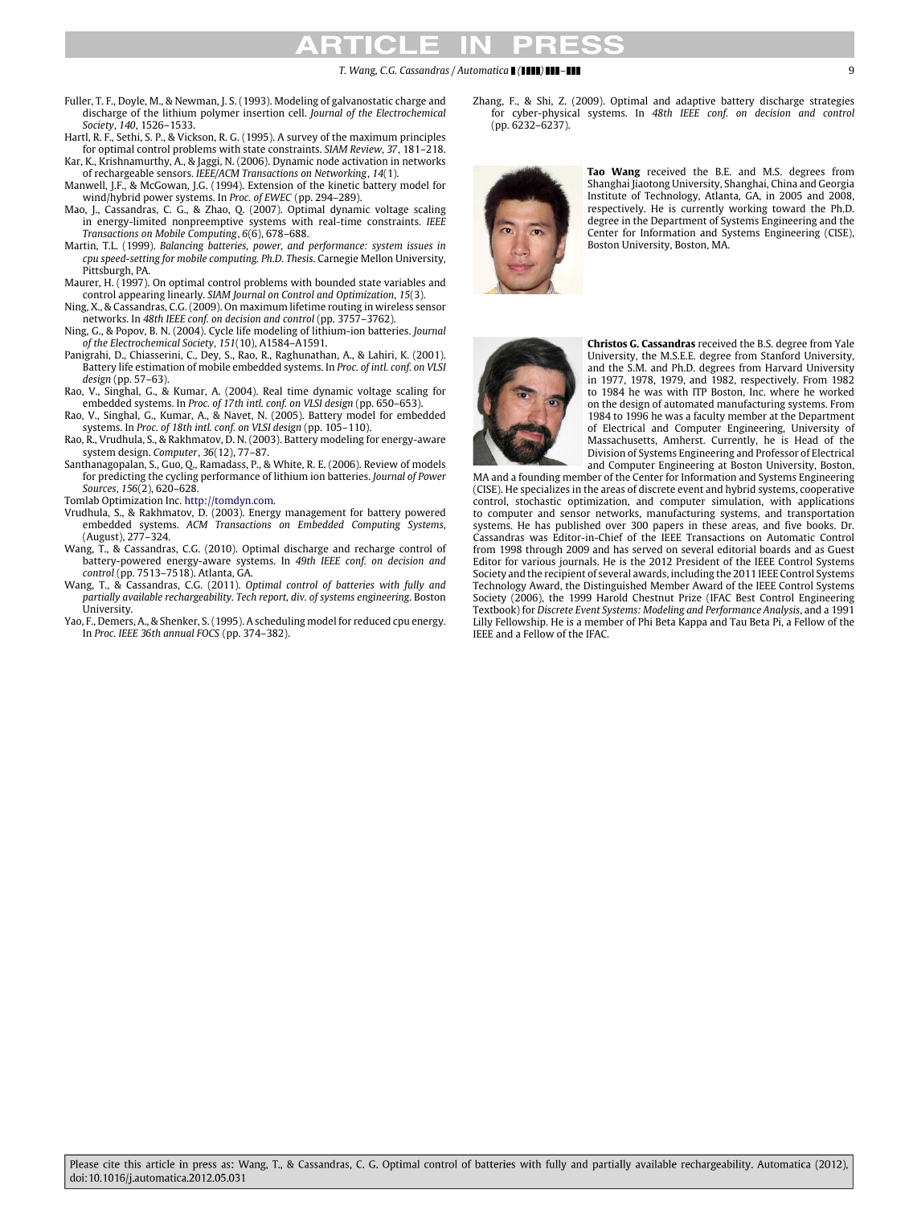Fuller, T. F., Doyle, M., & Newman, J. S. (1993). Modeling of galvanostatic charge and discharge of the lithium polymer insertion cell. *Journal of the Electrochemical Society*, *140*, 1526–1533.

Hartl, R. F., Sethi, S. P., & Vickson, R. G. (1995). A survey of the maximum principles for optimal control problems with state constraints. *SIAM Review*, *37*, 181–218.

Kar, K., Krishnamurthy, A., & Jaggi, N. (2006). Dynamic node activation in networks of rechargeable sensors. *IEEE/ACM Transactions on Networking*, *14*(1).

Manwell, J.F., & McGowan, J.G. (1994). Extension of the kinetic battery model for wind/hybrid power systems. In *Proc. of EWEC* (pp. 294–289).

Mao, J., Cassandras, C. G., & Zhao, Q. (2007). Optimal dynamic voltage scaling in energy-limited nonpreemptive systems with real-time constraints. *IEEE Transactions on Mobile Computing*, *6*(6), 678–688.

Martin, T.L. (1999). *Balancing batteries, power, and performance: system issues in cpu speed-setting for mobile computing. Ph.D. Thesis*. Carnegie Mellon University, Pittsburgh, PA.

Maurer, H. (1997). On optimal control problems with bounded state variables and control appearing linearly. *SIAM Journal on Control and Optimization*, *15*(3).

Ning, X., & Cassandras, C.G. (2009). On maximum lifetime routing in wireless sensor networks. In *48th IEEE conf. on decision and control* (pp. 3757–3762).

Ning, G., & Popov, B. N. (2004). Cycle life modeling of lithium-ion batteries. *Journal of the Electrochemical Society*, *151*(10), A1584–A1591.

Panigrahi, D., Chiasserini, C., Dey, S., Rao, R., Raghunathan, A., & Lahiri, K. (2001). Battery life estimation of mobile embedded systems. In *Proc. of intl. conf. on VLSI design* (pp. 57–63).

Rao, V., Singhal, G., & Kumar, A. (2004). Real time dynamic voltage scaling for embedded systems. In *Proc. of 17th intl. conf. on VLSI design* (pp. 650–653).

Rao, V., Singhal, G., Kumar, A., & Navet, N. (2005). Battery model for embedded systems. In *Proc. of 18th intl. conf. on VLSI design* (pp. 105–110).

Rao, R., Vrudhula, S., & Rakhmatov, D. N. (2003). Battery modeling for energy-aware system design. *Computer*, *36*(12), 77–87.

Santhanagopalan, S., Guo, Q., Ramadass, P., & White, R. E. (2006). Review of models for predicting the cycling performance of lithium ion batteries. *Journal of Power Sources*, *156*(2), 620–628.

Tomlab Optimization Inc. http://tomdyn.com.

Vrudhula, S., & Rakhmatov, D. (2003). Energy management for battery powered embedded systems. *ACM Transactions on Embedded Computing Systems*, (August), 277–324.

Wang, T., & Cassandras, C.G. (2010). Optimal discharge and recharge control of battery-powered energy-aware systems. In *49th IEEE conf. on decision and control* (pp. 7513–7518). Atlanta, GA.

Wang, T., & Cassandras, C.G. (2011). *Optimal control of batteries with fully and partially available rechargeability*. *Tech report, div. of systems engineering*. Boston University.

Yao, F., Demers, A., & Shenker, S. (1995). A scheduling model for reduced cpu energy. In *Proc. IEEE 36th annual FOCS* (pp. 374–382).

Zhang, F., & Shi, Z. (2009). Optimal and adaptive battery discharge strategies for cyber-physical systems. In *48th IEEE conf. on decision and control* (pp. 6232–6237).

**Tao Wang** received the B.E. and M.S. degrees from Shanghai Jiaotong University, Shanghai, China and Georgia Institute of Technology, Atlanta, GA, in 2005 and 2008, respectively. He is currently working toward the Ph.D. degree in the Department of Systems Engineering and the Center for Information and Systems Engineering (CISE), Boston University, Boston, MA.

**Christos G. Cassandras** received the B.S. degree from Yale University, the M.S.E.E. degree from Stanford University, and the S.M. and Ph.D. degrees from Harvard University in 1977, 1978, 1979, and 1982, respectively. From 1982 to 1984 he was with ITP Boston, Inc. where he worked on the design of automated manufacturing systems. From 1984 to 1996 he was a faculty member at the Department of Electrical and Computer Engineering, University of Massachusetts, Amherst. Currently, he is Head of the Division of Systems Engineering and Professor of Electrical and Computer Engineering at Boston University, Boston, MA and a founding member of the Center for Information and Systems Engineering (CISE). He specializes in the areas of discrete event and hybrid systems, cooperative control, stochastic optimization, and computer simulation, with applications to computer and sensor networks, manufacturing systems, and transportation systems. He has published over 300 papers in these areas, and five books. Dr. Cassandras was Editor-in-Chief of the IEEE Transactions on Automatic Control from 1998 through 2009 and has served on several editorial boards and as Guest Editor for various journals. He is the 2012 President of the IEEE Control Systems Society and the recipient of several awards, including the 2011 IEEE Control Systems Technology Award, the Distinguished Member Award of the IEEE Control Systems Society (2006), the 1999 Harold Chestnut Prize (IFAC Best Control Engineering Textbook) for *Discrete Event Systems: Modeling and Performance Analysis*, and a 1991 Lilly Fellowship. He is a member of Phi Beta Kappa and Tau Beta Pi, a Fellow of the IEEE and a Fellow of the IFAC.